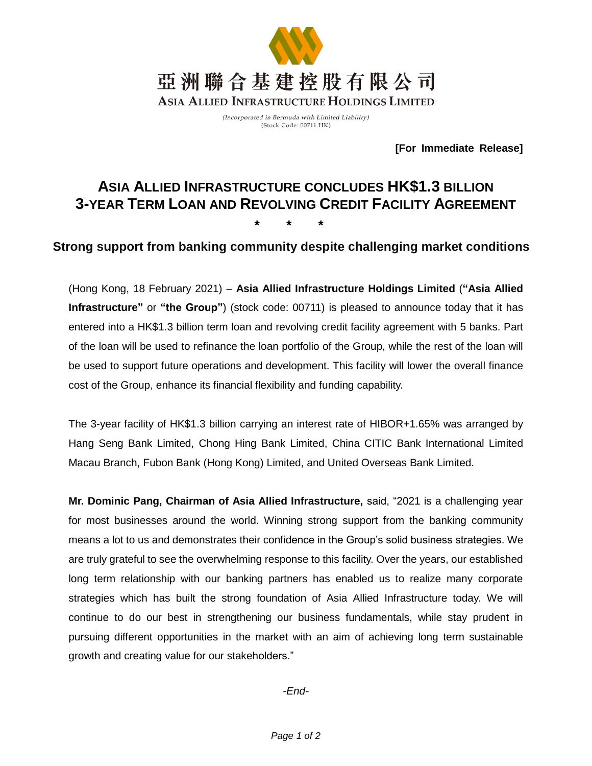亞洲聯合基建控股有限公司

ASIA ALLIED INFRASTRUCTURE HOLDINGS LIMITED

*(Incorporated in Bermuda with Limited Liability)*
(Stock Code: 00711.HK)

**[For Immediate Release]**

# ASIA ALLIED INFRASTRUCTURE CONCLUDES HK$1.3 BILLION 3-YEAR TERM LOAN AND REVOLVING CREDIT FACILITY AGREEMENT

\* \* \*

## Strong support from banking community despite challenging market conditions

(Hong Kong, 18 February 2021) – **Asia Allied Infrastructure Holdings Limited** (**"Asia Allied Infrastructure"** or **"the Group"**) (stock code: 00711) is pleased to announce today that it has entered into a HK$1.3 billion term loan and revolving credit facility agreement with 5 banks. Part of the loan will be used to refinance the loan portfolio of the Group, while the rest of the loan will be used to support future operations and development. This facility will lower the overall finance cost of the Group, enhance its financial flexibility and funding capability.

The 3-year facility of HK$1.3 billion carrying an interest rate of HIBOR+1.65% was arranged by Hang Seng Bank Limited, Chong Hing Bank Limited, China CITIC Bank International Limited Macau Branch, Fubon Bank (Hong Kong) Limited, and United Overseas Bank Limited.

**Mr. Dominic Pang, Chairman of Asia Allied Infrastructure,** said, "2021 is a challenging year for most businesses around the world. Winning strong support from the banking community means a lot to us and demonstrates their confidence in the Group's solid business strategies. We are truly grateful to see the overwhelming response to this facility. Over the years, our established long term relationship with our banking partners has enabled us to realize many corporate strategies which has built the strong foundation of Asia Allied Infrastructure today. We will continue to do our best in strengthening our business fundamentals, while stay prudent in pursuing different opportunities in the market with an aim of achieving long term sustainable growth and creating value for our stakeholders."

*-End-*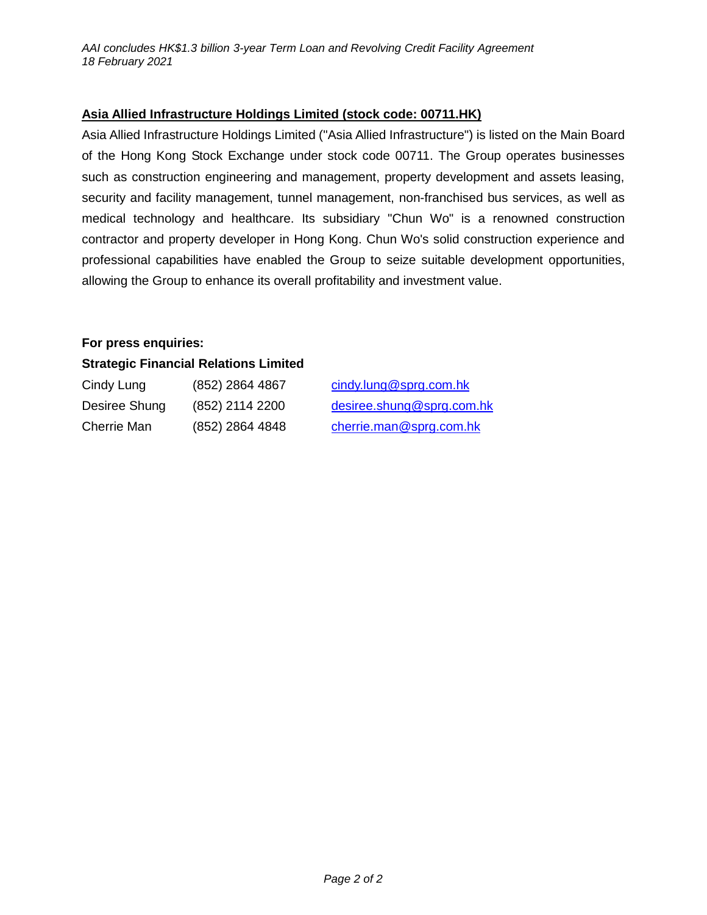**Asia Allied Infrastructure Holdings Limited (stock code: 00711.HK)**

Asia Allied Infrastructure Holdings Limited ("Asia Allied Infrastructure") is listed on the Main Board of the Hong Kong Stock Exchange under stock code 00711. The Group operates businesses such as construction engineering and management, property development and assets leasing, security and facility management, tunnel management, non-franchised bus services, as well as medical technology and healthcare. Its subsidiary "Chun Wo" is a renowned construction contractor and property developer in Hong Kong. Chun Wo's solid construction experience and professional capabilities have enabled the Group to seize suitable development opportunities, allowing the Group to enhance its overall profitability and investment value.

**For press enquiries:**

**Strategic Financial Relations Limited**

| | | |
|---|---|---|
| Cindy Lung | (852) 2864 4867 | cindy.lung@sprg.com.hk |
| Desiree Shung | (852) 2114 2200 | desiree.shung@sprg.com.hk |
| Cherrie Man | (852) 2864 4848 | cherrie.man@sprg.com.hk |